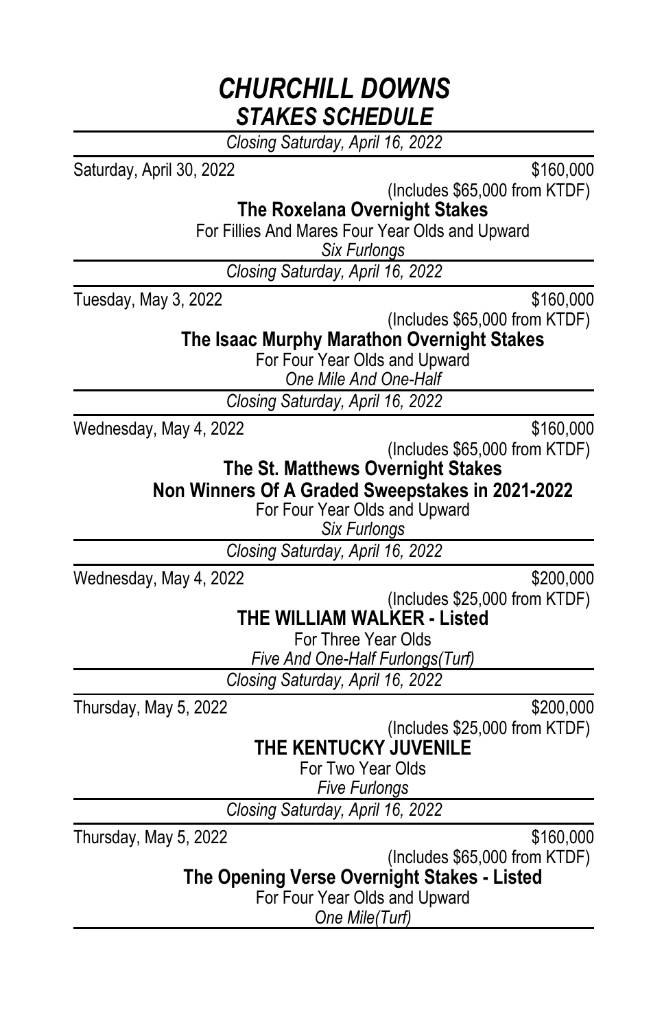# *CHURCHILL DOWNS*
## *STAKES SCHEDULE*

---

*Closing Saturday, April 16, 2022*

Saturday, April 30, 2022 — $160,000
(Includes $65,000 from KTDF)

**The Roxelana Overnight Stakes**

For Fillies And Mares Four Year Olds and Upward

*Six Furlongs*

---

*Closing Saturday, April 16, 2022*

Tuesday, May 3, 2022 — $160,000
(Includes $65,000 from KTDF)

**The Isaac Murphy Marathon Overnight Stakes**

For Four Year Olds and Upward

*One Mile And One-Half*

---

*Closing Saturday, April 16, 2022*

Wednesday, May 4, 2022 — $160,000
(Includes $65,000 from KTDF)

**The St. Matthews Overnight Stakes**

**Non Winners Of A Graded Sweepstakes in 2021-2022**

For Four Year Olds and Upward

*Six Furlongs*

---

*Closing Saturday, April 16, 2022*

Wednesday, May 4, 2022 — $200,000
(Includes $25,000 from KTDF)

**THE WILLIAM WALKER - Listed**

For Three Year Olds

*Five And One-Half Furlongs(Turf)*

---

*Closing Saturday, April 16, 2022*

Thursday, May 5, 2022 — $200,000
(Includes $25,000 from KTDF)

**THE KENTUCKY JUVENILE**

For Two Year Olds

*Five Furlongs*

---

*Closing Saturday, April 16, 2022*

Thursday, May 5, 2022 — $160,000
(Includes $65,000 from KTDF)

**The Opening Verse Overnight Stakes - Listed**

For Four Year Olds and Upward

*One Mile(Turf)*

---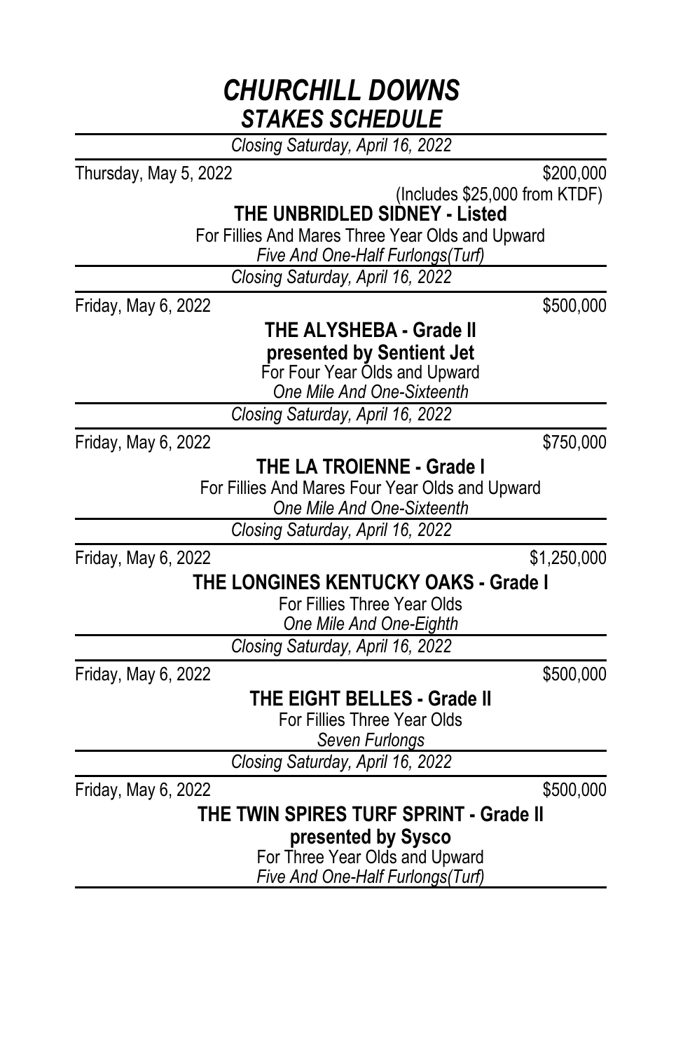# *CHURCHILL DOWNS*
## *STAKES SCHEDULE*

---

*Closing Saturday, April 16, 2022*

Thursday, May 5, 2022 — $200,000
(Includes $25,000 from KTDF)

**THE UNBRIDLED SIDNEY - Listed**

For Fillies And Mares Three Year Olds and Upward

*Five And One-Half Furlongs(Turf)*

---

*Closing Saturday, April 16, 2022*

Friday, May 6, 2022 — $500,000

**THE ALYSHEBA - Grade II**
**presented by Sentient Jet**

For Four Year Olds and Upward

*One Mile And One-Sixteenth*

---

*Closing Saturday, April 16, 2022*

Friday, May 6, 2022 — $750,000

**THE LA TROIENNE - Grade I**

For Fillies And Mares Four Year Olds and Upward

*One Mile And One-Sixteenth*

---

*Closing Saturday, April 16, 2022*

Friday, May 6, 2022 — $1,250,000

**THE LONGINES KENTUCKY OAKS - Grade I**

For Fillies Three Year Olds

*One Mile And One-Eighth*

---

*Closing Saturday, April 16, 2022*

Friday, May 6, 2022 — $500,000

**THE EIGHT BELLES - Grade II**

For Fillies Three Year Olds

*Seven Furlongs*

---

*Closing Saturday, April 16, 2022*

Friday, May 6, 2022 — $500,000

**THE TWIN SPIRES TURF SPRINT - Grade II**
**presented by Sysco**

For Three Year Olds and Upward

*Five And One-Half Furlongs(Turf)*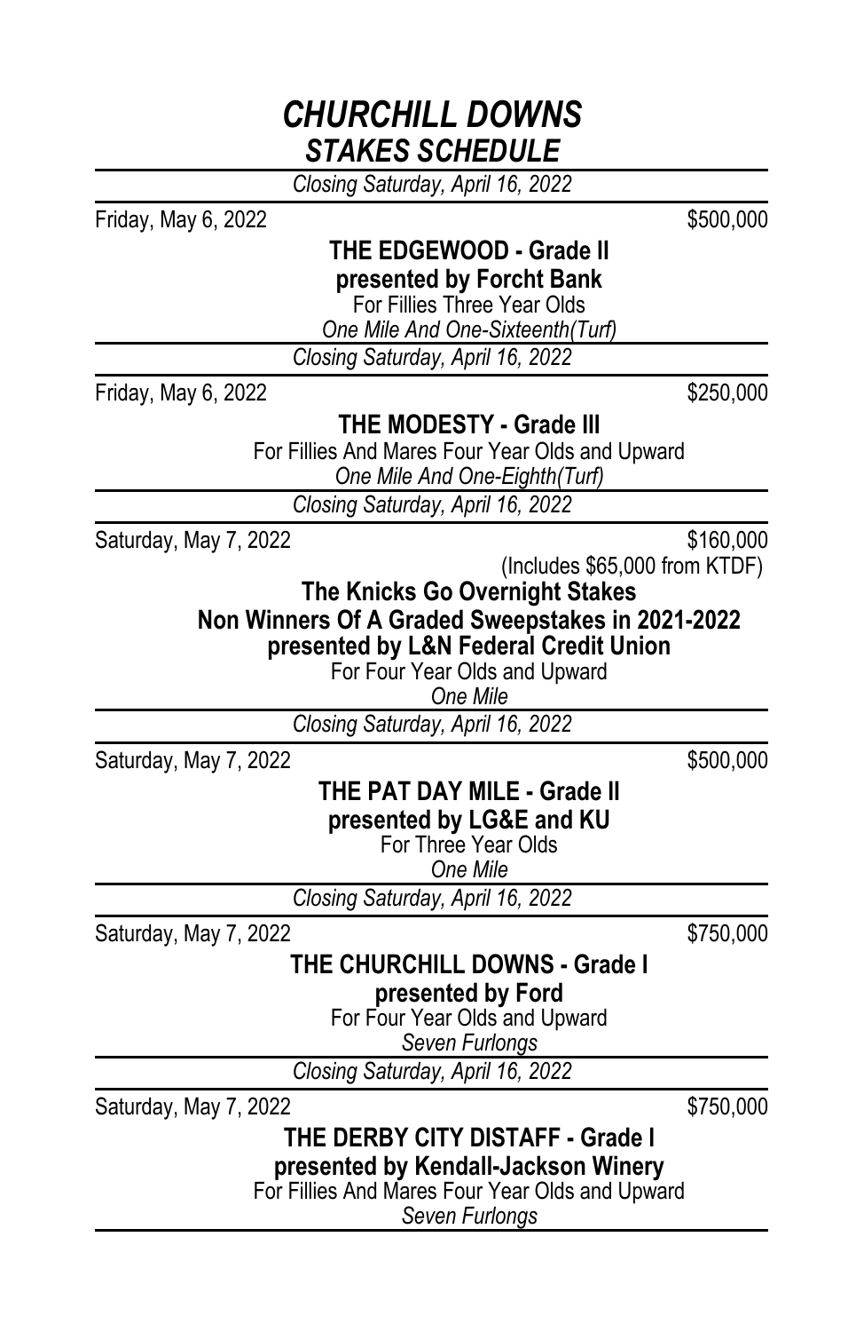# *CHURCHILL DOWNS*
## *STAKES SCHEDULE*

*Closing Saturday, April 16, 2022*

Friday, May 6, 2022 — $500,000

**THE EDGEWOOD - Grade II**
**presented by Forcht Bank**
For Fillies Three Year Olds
*One Mile And One-Sixteenth(Turf)*

---

*Closing Saturday, April 16, 2022*

Friday, May 6, 2022 — $250,000

**THE MODESTY - Grade III**
For Fillies And Mares Four Year Olds and Upward
*One Mile And One-Eighth(Turf)*

---

*Closing Saturday, April 16, 2022*

Saturday, May 7, 2022 — $160,000
(Includes $65,000 from KTDF)

**The Knicks Go Overnight Stakes**
**Non Winners Of A Graded Sweepstakes in 2021-2022**
**presented by L&N Federal Credit Union**
For Four Year Olds and Upward
*One Mile*

---

*Closing Saturday, April 16, 2022*

Saturday, May 7, 2022 — $500,000

**THE PAT DAY MILE - Grade II**
**presented by LG&E and KU**
For Three Year Olds
*One Mile*

---

*Closing Saturday, April 16, 2022*

Saturday, May 7, 2022 — $750,000

**THE CHURCHILL DOWNS - Grade I**
**presented by Ford**
For Four Year Olds and Upward
*Seven Furlongs*

---

*Closing Saturday, April 16, 2022*

Saturday, May 7, 2022 — $750,000

**THE DERBY CITY DISTAFF - Grade I**
**presented by Kendall-Jackson Winery**
For Fillies And Mares Four Year Olds and Upward
*Seven Furlongs*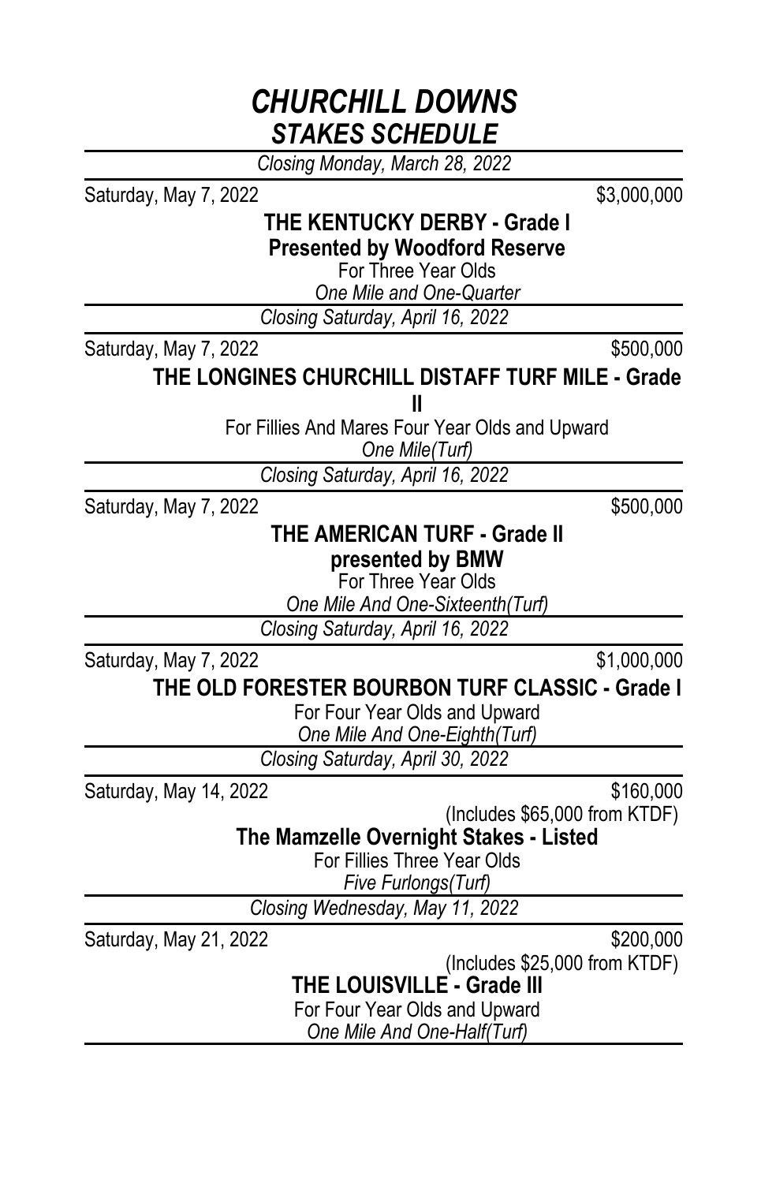# *CHURCHILL DOWNS*
## *STAKES SCHEDULE*

*Closing Monday, March 28, 2022*

Saturday, May 7, 2022 — $3,000,000

**THE KENTUCKY DERBY - Grade I**
**Presented by Woodford Reserve**
For Three Year Olds
*One Mile and One-Quarter*

---

*Closing Saturday, April 16, 2022*

Saturday, May 7, 2022 — $500,000

**THE LONGINES CHURCHILL DISTAFF TURF MILE - Grade II**
For Fillies And Mares Four Year Olds and Upward
*One Mile(Turf)*

---

*Closing Saturday, April 16, 2022*

Saturday, May 7, 2022 — $500,000

**THE AMERICAN TURF - Grade II**
**presented by BMW**
For Three Year Olds
*One Mile And One-Sixteenth(Turf)*

---

*Closing Saturday, April 16, 2022*

Saturday, May 7, 2022 — $1,000,000

**THE OLD FORESTER BOURBON TURF CLASSIC - Grade I**
For Four Year Olds and Upward
*One Mile And One-Eighth(Turf)*

---

*Closing Saturday, April 30, 2022*

Saturday, May 14, 2022 — $160,000
(Includes $65,000 from KTDF)

**The Mamzelle Overnight Stakes - Listed**
For Fillies Three Year Olds
*Five Furlongs(Turf)*

---

*Closing Wednesday, May 11, 2022*

Saturday, May 21, 2022 — $200,000
(Includes $25,000 from KTDF)

**THE LOUISVILLE - Grade III**
For Four Year Olds and Upward
*One Mile And One-Half(Turf)*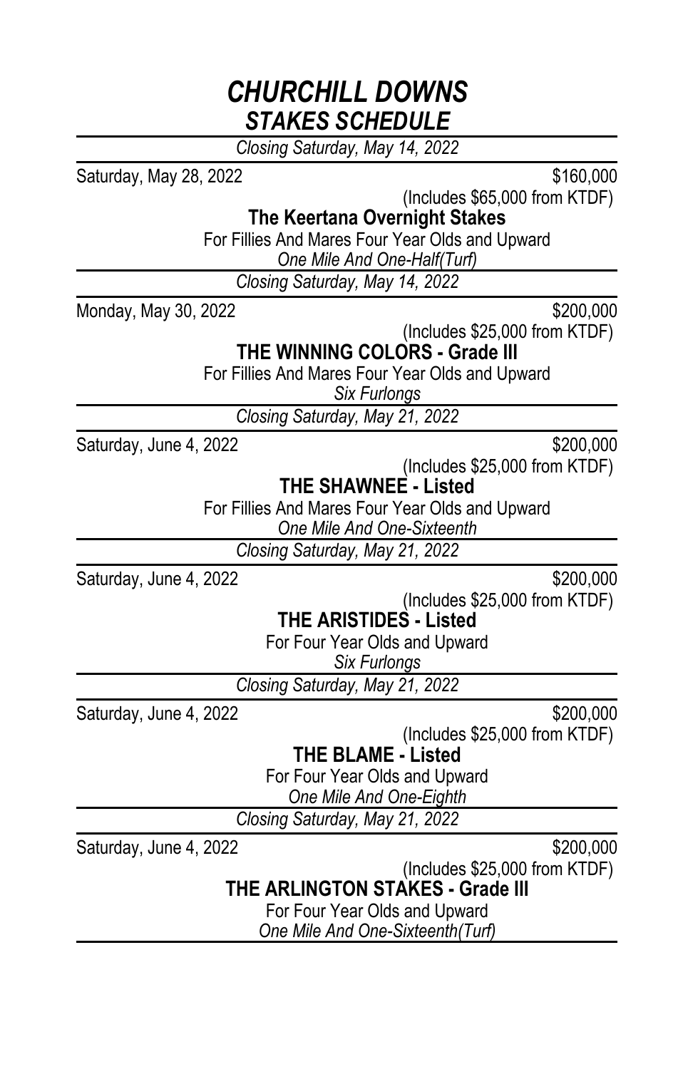# *CHURCHILL DOWNS*
## *STAKES SCHEDULE*

---

*Closing Saturday, May 14, 2022*

Saturday, May 28, 2022 — $160,000

(Includes $65,000 from KTDF)

**The Keertana Overnight Stakes**

For Fillies And Mares Four Year Olds and Upward

*One Mile And One-Half(Turf)*

---

*Closing Saturday, May 14, 2022*

Monday, May 30, 2022 — $200,000

(Includes $25,000 from KTDF)

**THE WINNING COLORS - Grade III**

For Fillies And Mares Four Year Olds and Upward

*Six Furlongs*

---

*Closing Saturday, May 21, 2022*

Saturday, June 4, 2022 — $200,000

(Includes $25,000 from KTDF)

**THE SHAWNEE - Listed**

For Fillies And Mares Four Year Olds and Upward

*One Mile And One-Sixteenth*

---

*Closing Saturday, May 21, 2022*

Saturday, June 4, 2022 — $200,000

(Includes $25,000 from KTDF)

**THE ARISTIDES - Listed**

For Four Year Olds and Upward

*Six Furlongs*

---

*Closing Saturday, May 21, 2022*

Saturday, June 4, 2022 — $200,000

(Includes $25,000 from KTDF)

**THE BLAME - Listed**

For Four Year Olds and Upward

*One Mile And One-Eighth*

---

*Closing Saturday, May 21, 2022*

Saturday, June 4, 2022 — $200,000

(Includes $25,000 from KTDF)

**THE ARLINGTON STAKES - Grade III**

For Four Year Olds and Upward

*One Mile And One-Sixteenth(Turf)*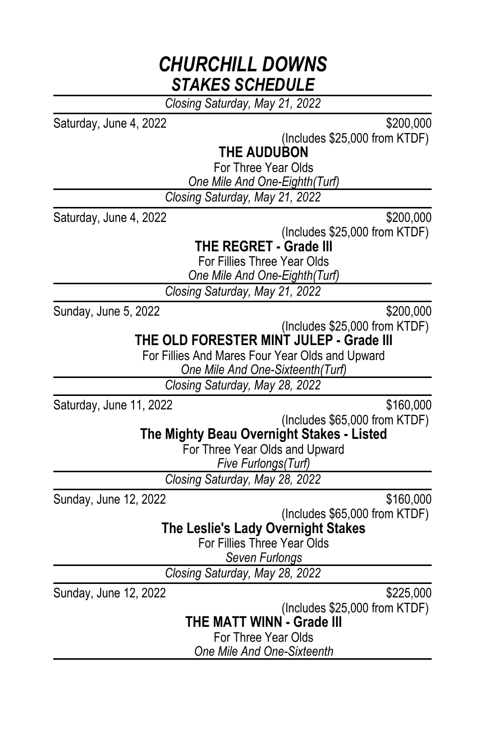# *CHURCHILL DOWNS*
## *STAKES SCHEDULE*

*Closing Saturday, May 21, 2022*

Saturday, June 4, 2022 — $200,000
(Includes $25,000 from KTDF)

**THE AUDUBON**

For Three Year Olds

*One Mile And One-Eighth(Turf)*

---

*Closing Saturday, May 21, 2022*

Saturday, June 4, 2022 — $200,000
(Includes $25,000 from KTDF)

**THE REGRET - Grade III**

For Fillies Three Year Olds

*One Mile And One-Eighth(Turf)*

---

*Closing Saturday, May 21, 2022*

Sunday, June 5, 2022 — $200,000
(Includes $25,000 from KTDF)

**THE OLD FORESTER MINT JULEP - Grade III**

For Fillies And Mares Four Year Olds and Upward

*One Mile And One-Sixteenth(Turf)*

---

*Closing Saturday, May 28, 2022*

Saturday, June 11, 2022 — $160,000
(Includes $65,000 from KTDF)

**The Mighty Beau Overnight Stakes - Listed**

For Three Year Olds and Upward

*Five Furlongs(Turf)*

---

*Closing Saturday, May 28, 2022*

Sunday, June 12, 2022 — $160,000
(Includes $65,000 from KTDF)

**The Leslie's Lady Overnight Stakes**

For Fillies Three Year Olds

*Seven Furlongs*

---

*Closing Saturday, May 28, 2022*

Sunday, June 12, 2022 — $225,000
(Includes $25,000 from KTDF)

**THE MATT WINN - Grade III**

For Three Year Olds

*One Mile And One-Sixteenth*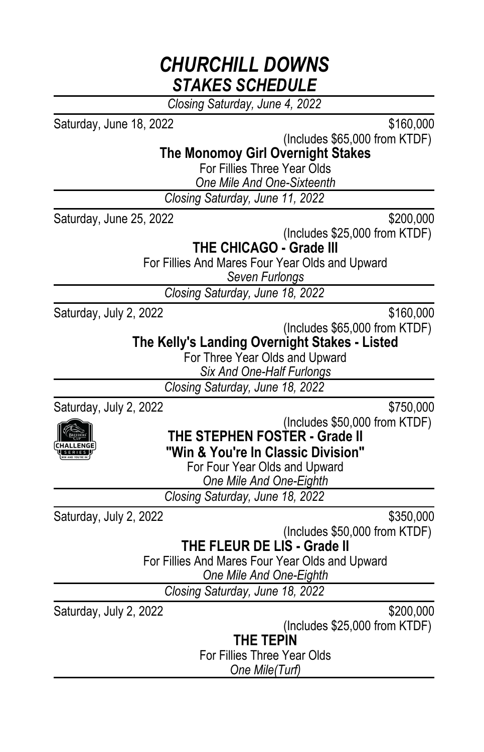# *CHURCHILL DOWNS*
## *STAKES SCHEDULE*

---

*Closing Saturday, June 4, 2022*

Saturday, June 18, 2022 — $160,000

(Includes $65,000 from KTDF)

**The Monomoy Girl Overnight Stakes**

For Fillies Three Year Olds

*One Mile And One-Sixteenth*

---

*Closing Saturday, June 11, 2022*

Saturday, June 25, 2022 — $200,000

(Includes $25,000 from KTDF)

**THE CHICAGO - Grade III**

For Fillies And Mares Four Year Olds and Upward

*Seven Furlongs*

---

*Closing Saturday, June 18, 2022*

Saturday, July 2, 2022 — $160,000

(Includes $65,000 from KTDF)

**The Kelly's Landing Overnight Stakes - Listed**

For Three Year Olds and Upward

*Six And One-Half Furlongs*

---

*Closing Saturday, June 18, 2022*

Saturday, July 2, 2022 — $750,000

(Includes $50,000 from KTDF)

**THE STEPHEN FOSTER - Grade II**

**"Win & You're In Classic Division"**

For Four Year Olds and Upward

*One Mile And One-Eighth*

---

*Closing Saturday, June 18, 2022*

Saturday, July 2, 2022 — $350,000

(Includes $50,000 from KTDF)

**THE FLEUR DE LIS - Grade II**

For Fillies And Mares Four Year Olds and Upward

*One Mile And One-Eighth*

---

*Closing Saturday, June 18, 2022*

Saturday, July 2, 2022 — $200,000

(Includes $25,000 from KTDF)

**THE TEPIN**

For Fillies Three Year Olds

*One Mile(Turf)*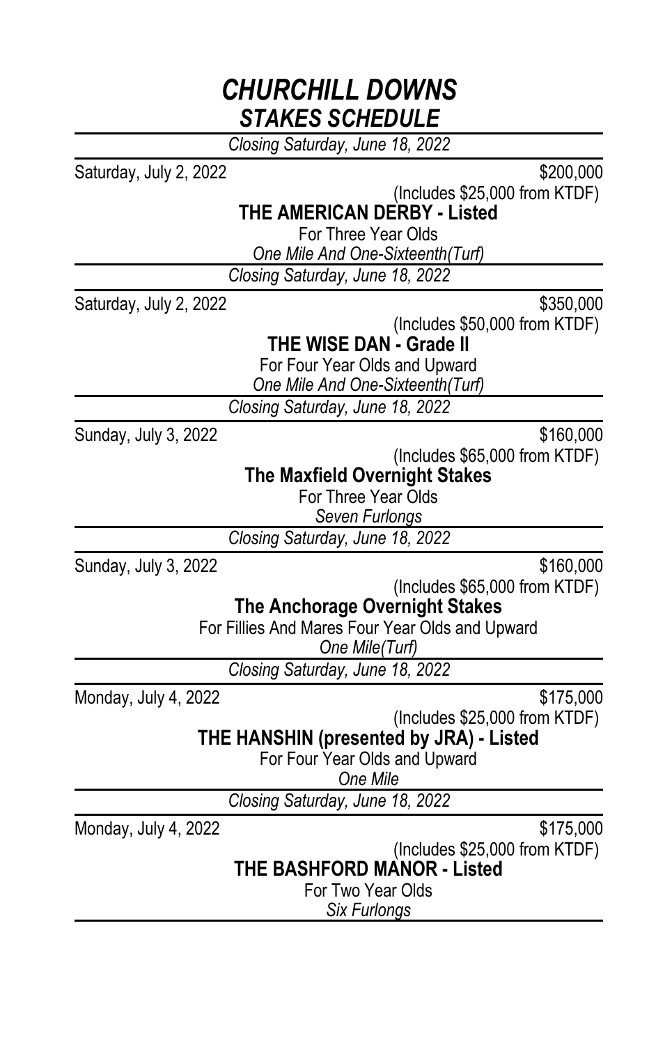# *CHURCHILL DOWNS*
## *STAKES SCHEDULE*

---

*Closing Saturday, June 18, 2022*

Saturday, July 2, 2022 — $200,000

(Includes $25,000 from KTDF)

**THE AMERICAN DERBY - Listed**

For Three Year Olds

*One Mile And One-Sixteenth(Turf)*

---

*Closing Saturday, June 18, 2022*

Saturday, July 2, 2022 — $350,000

(Includes $50,000 from KTDF)

**THE WISE DAN - Grade II**

For Four Year Olds and Upward

*One Mile And One-Sixteenth(Turf)*

---

*Closing Saturday, June 18, 2022*

Sunday, July 3, 2022 — $160,000

(Includes $65,000 from KTDF)

**The Maxfield Overnight Stakes**

For Three Year Olds

*Seven Furlongs*

---

*Closing Saturday, June 18, 2022*

Sunday, July 3, 2022 — $160,000

(Includes $65,000 from KTDF)

**The Anchorage Overnight Stakes**

For Fillies And Mares Four Year Olds and Upward

*One Mile(Turf)*

---

*Closing Saturday, June 18, 2022*

Monday, July 4, 2022 — $175,000

(Includes $25,000 from KTDF)

**THE HANSHIN (presented by JRA) - Listed**

For Four Year Olds and Upward

*One Mile*

---

*Closing Saturday, June 18, 2022*

Monday, July 4, 2022 — $175,000

(Includes $25,000 from KTDF)

**THE BASHFORD MANOR - Listed**

For Two Year Olds

*Six Furlongs*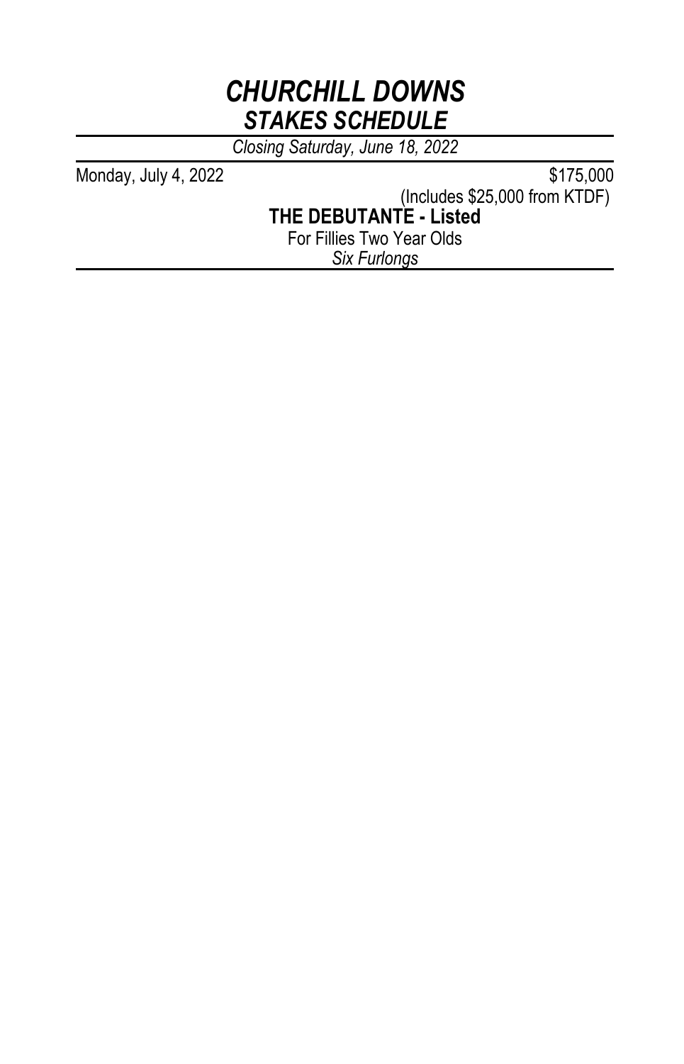# *CHURCHILL DOWNS*
## *STAKES SCHEDULE*

*Closing Saturday, June 18, 2022*

Monday, July 4, 2022 $175,000

(Includes $25,000 from KTDF)

**THE DEBUTANTE - Listed**

For Fillies Two Year Olds

*Six Furlongs*